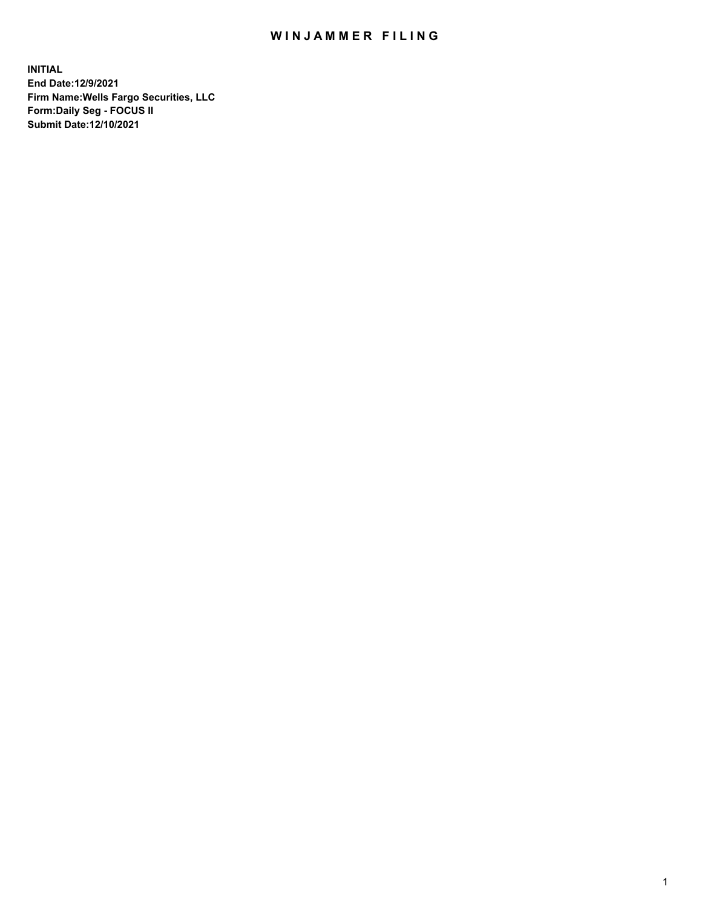# WINJAMMER FILING

**INITIAL**
**End Date:12/9/2021**
**Firm Name:Wells Fargo Securities, LLC**
**Form:Daily Seg - FOCUS II**
**Submit Date:12/10/2021**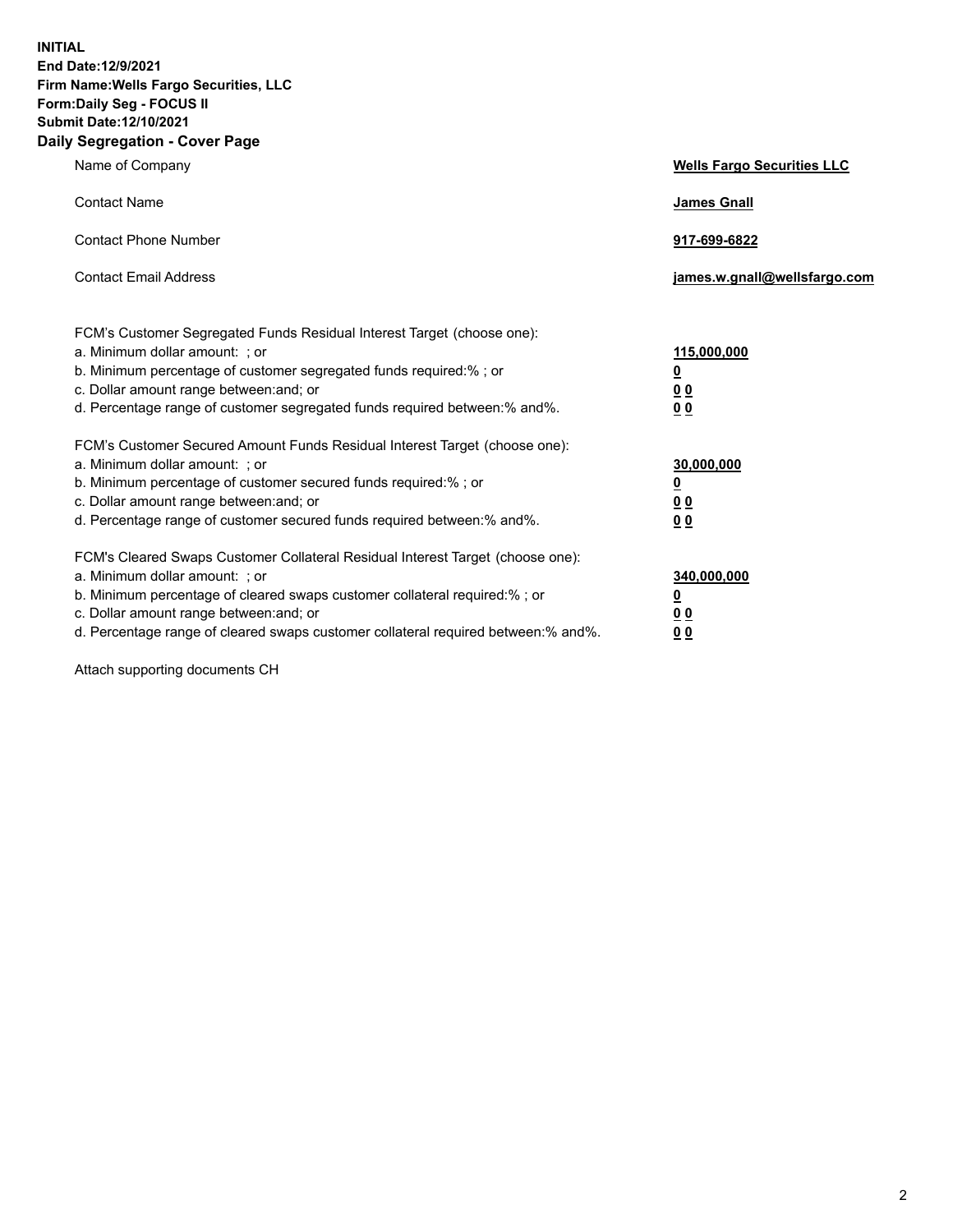**INITIAL**
**End Date:12/9/2021**
**Firm Name:Wells Fargo Securities, LLC**
**Form:Daily Seg - FOCUS II**
**Submit Date:12/10/2021**

## Daily Segregation - Cover Page

| | |
|---|---|
| Name of Company | **Wells Fargo Securities LLC** |
| Contact Name | **James Gnall** |
| Contact Phone Number | **917-699-6822** |
| Contact Email Address | **james.w.gnall@wellsfargo.com** |

| | |
|---|---|
| FCM's Customer Segregated Funds Residual Interest Target (choose one): | |
| a. Minimum dollar amount: ; or | **115,000,000** |
| b. Minimum percentage of customer segregated funds required:% ; or | **0** |
| c. Dollar amount range between:and; or | **0 0** |
| d. Percentage range of customer segregated funds required between:% and%. | **0 0** |
| FCM's Customer Secured Amount Funds Residual Interest Target (choose one): | |
| a. Minimum dollar amount: ; or | **30,000,000** |
| b. Minimum percentage of customer secured funds required:% ; or | **0** |
| c. Dollar amount range between:and; or | **0 0** |
| d. Percentage range of customer secured funds required between:% and%. | **0 0** |
| FCM's Cleared Swaps Customer Collateral Residual Interest Target (choose one): | |
| a. Minimum dollar amount: ; or | **340,000,000** |
| b. Minimum percentage of cleared swaps customer collateral required:% ; or | **0** |
| c. Dollar amount range between:and; or | **0 0** |
| d. Percentage range of cleared swaps customer collateral required between:% and%. | **0 0** |

Attach supporting documents CH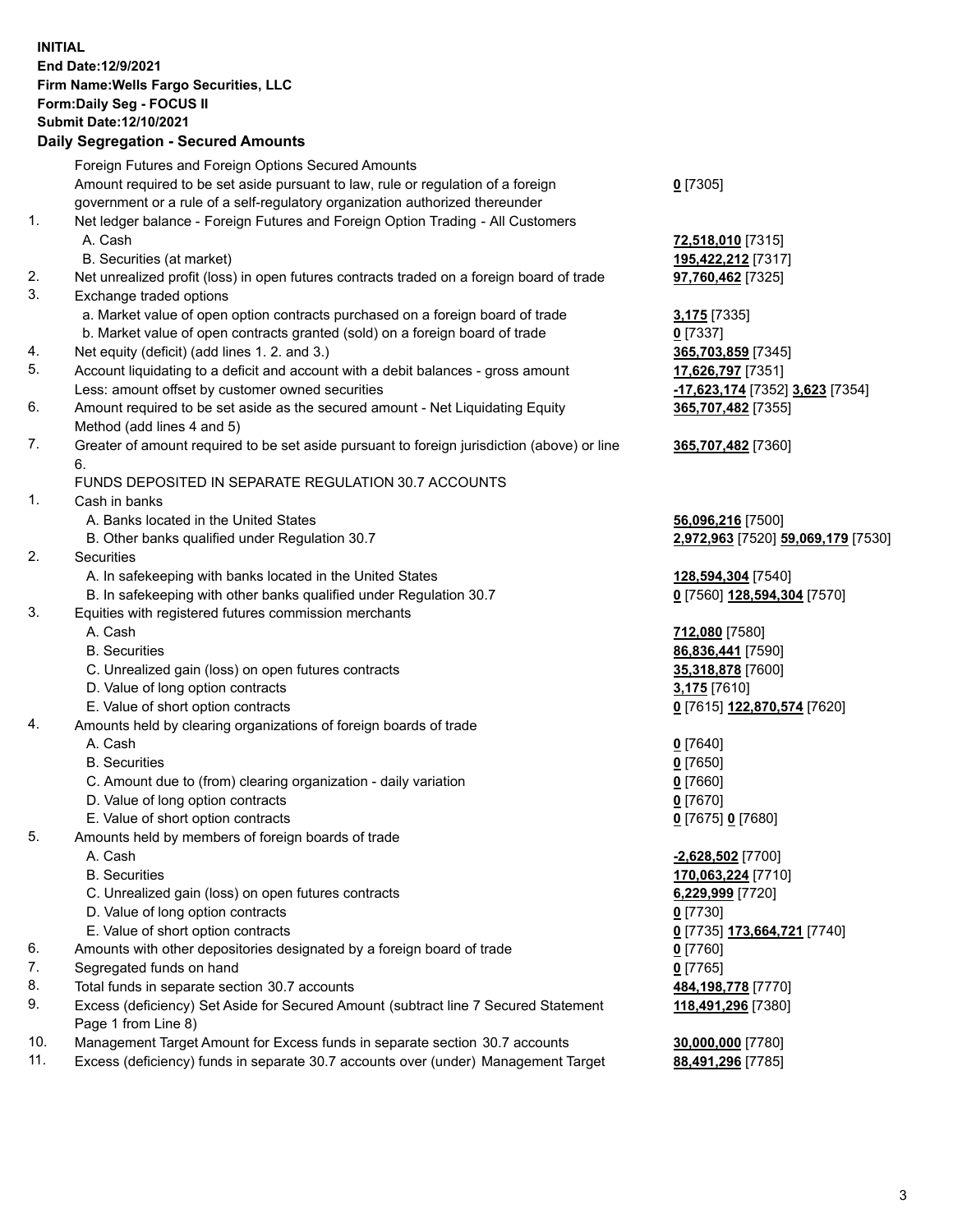**INITIAL**
**End Date:12/9/2021**
**Firm Name:Wells Fargo Securities, LLC**
**Form:Daily Seg - FOCUS II**
**Submit Date:12/10/2021**

## Daily Segregation - Secured Amounts

| | | |
|---|---|---|
| | Foreign Futures and Foreign Options Secured Amounts | |
| | Amount required to be set aside pursuant to law, rule or regulation of a foreign government or a rule of a self-regulatory organization authorized thereunder | **0** [7305] |
| 1. | Net ledger balance - Foreign Futures and Foreign Option Trading - All Customers | |
| | A. Cash | **72,518,010** [7315] |
| | B. Securities (at market) | **195,422,212** [7317] |
| 2. | Net unrealized profit (loss) in open futures contracts traded on a foreign board of trade | **97,760,462** [7325] |
| 3. | Exchange traded options | |
| | a. Market value of open option contracts purchased on a foreign board of trade | **3,175** [7335] |
| | b. Market value of open contracts granted (sold) on a foreign board of trade | **0** [7337] |
| 4. | Net equity (deficit) (add lines 1. 2. and 3.) | **365,703,859** [7345] |
| 5. | Account liquidating to a deficit and account with a debit balances - gross amount | **17,626,797** [7351] |
| | Less: amount offset by customer owned securities | **-17,623,174** [7352] **3,623** [7354] |
| 6. | Amount required to be set aside as the secured amount - Net Liquidating Equity Method (add lines 4 and 5) | **365,707,482** [7355] |
| 7. | Greater of amount required to be set aside pursuant to foreign jurisdiction (above) or line 6. | **365,707,482** [7360] |
| | FUNDS DEPOSITED IN SEPARATE REGULATION 30.7 ACCOUNTS | |
| 1. | Cash in banks | |
| | A. Banks located in the United States | **56,096,216** [7500] |
| | B. Other banks qualified under Regulation 30.7 | **2,972,963** [7520] **59,069,179** [7530] |
| 2. | Securities | |
| | A. In safekeeping with banks located in the United States | **128,594,304** [7540] |
| | B. In safekeeping with other banks qualified under Regulation 30.7 | **0** [7560] **128,594,304** [7570] |
| 3. | Equities with registered futures commission merchants | |
| | A. Cash | **712,080** [7580] |
| | B. Securities | **86,836,441** [7590] |
| | C. Unrealized gain (loss) on open futures contracts | **35,318,878** [7600] |
| | D. Value of long option contracts | **3,175** [7610] |
| | E. Value of short option contracts | **0** [7615] **122,870,574** [7620] |
| 4. | Amounts held by clearing organizations of foreign boards of trade | |
| | A. Cash | **0** [7640] |
| | B. Securities | **0** [7650] |
| | C. Amount due to (from) clearing organization - daily variation | **0** [7660] |
| | D. Value of long option contracts | **0** [7670] |
| | E. Value of short option contracts | **0** [7675] **0** [7680] |
| 5. | Amounts held by members of foreign boards of trade | |
| | A. Cash | **-2,628,502** [7700] |
| | B. Securities | **170,063,224** [7710] |
| | C. Unrealized gain (loss) on open futures contracts | **6,229,999** [7720] |
| | D. Value of long option contracts | **0** [7730] |
| | E. Value of short option contracts | **0** [7735] **173,664,721** [7740] |
| 6. | Amounts with other depositories designated by a foreign board of trade | **0** [7760] |
| 7. | Segregated funds on hand | **0** [7765] |
| 8. | Total funds in separate section 30.7 accounts | **484,198,778** [7770] |
| 9. | Excess (deficiency) Set Aside for Secured Amount (subtract line 7 Secured Statement Page 1 from Line 8) | **118,491,296** [7380] |
| 10. | Management Target Amount for Excess funds in separate section 30.7 accounts | **30,000,000** [7780] |
| 11. | Excess (deficiency) funds in separate 30.7 accounts over (under) Management Target | **88,491,296** [7785] |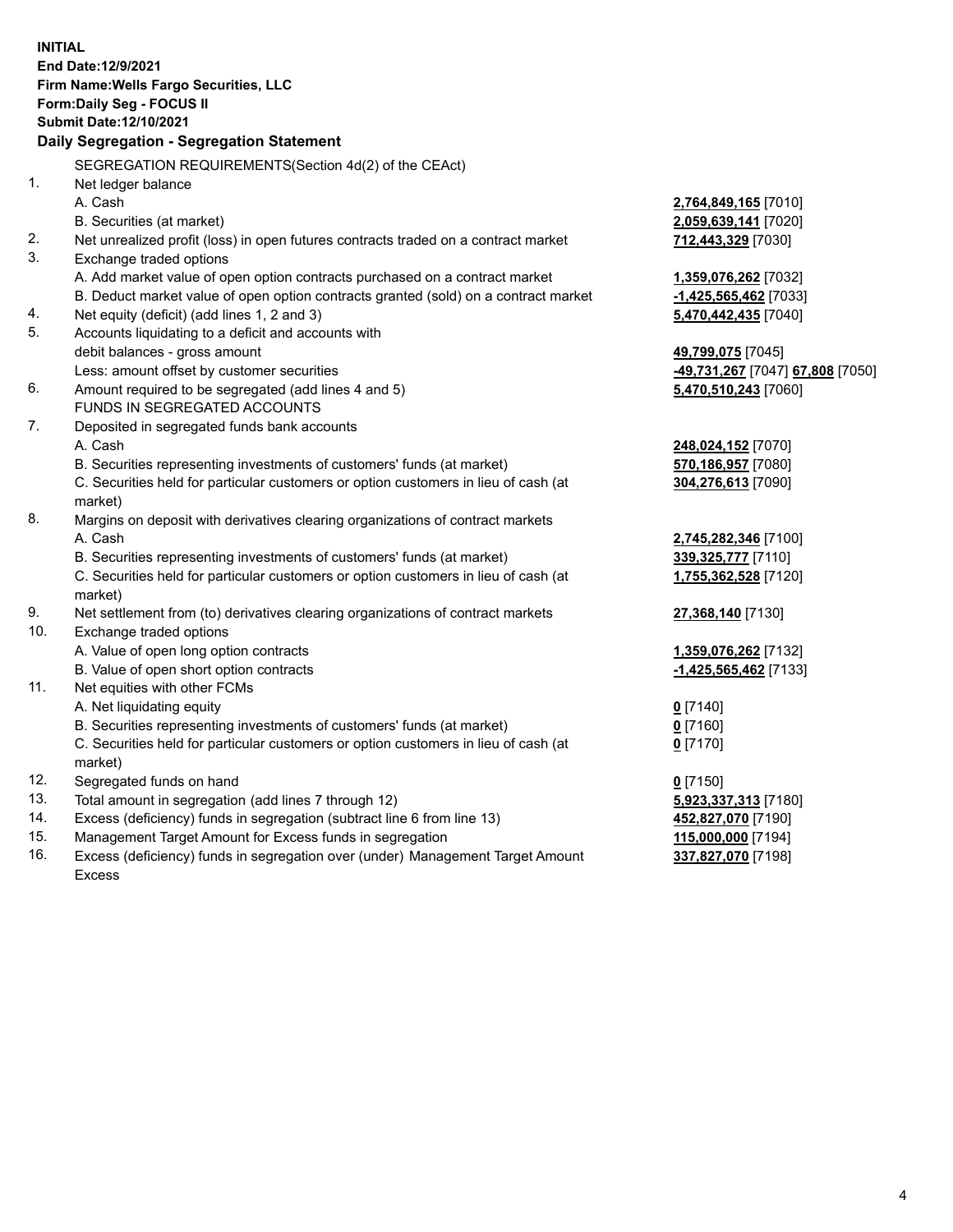**INITIAL**
**End Date:12/9/2021**
**Firm Name:Wells Fargo Securities, LLC**
**Form:Daily Seg - FOCUS II**
**Submit Date:12/10/2021**

## Daily Segregation - Segregation Statement

SEGREGATION REQUIREMENTS(Section 4d(2) of the CEAct)

| | | |
|---|---|---|
| 1. | Net ledger balance | |
| | A. Cash | **2,764,849,165** [7010] |
| | B. Securities (at market) | **2,059,639,141** [7020] |
| 2. | Net unrealized profit (loss) in open futures contracts traded on a contract market | **712,443,329** [7030] |
| 3. | Exchange traded options | |
| | A. Add market value of open option contracts purchased on a contract market | **1,359,076,262** [7032] |
| | B. Deduct market value of open option contracts granted (sold) on a contract market | **-1,425,565,462** [7033] |
| 4. | Net equity (deficit) (add lines 1, 2 and 3) | **5,470,442,435** [7040] |
| 5. | Accounts liquidating to a deficit and accounts with debit balances - gross amount | **49,799,075** [7045] |
| | Less: amount offset by customer securities | **-49,731,267** [7047] **67,808** [7050] |
| 6. | Amount required to be segregated (add lines 4 and 5) | **5,470,510,243** [7060] |
| | FUNDS IN SEGREGATED ACCOUNTS | |
| 7. | Deposited in segregated funds bank accounts | |
| | A. Cash | **248,024,152** [7070] |
| | B. Securities representing investments of customers' funds (at market) | **570,186,957** [7080] |
| | C. Securities held for particular customers or option customers in lieu of cash (at market) | **304,276,613** [7090] |
| 8. | Margins on deposit with derivatives clearing organizations of contract markets | |
| | A. Cash | **2,745,282,346** [7100] |
| | B. Securities representing investments of customers' funds (at market) | **339,325,777** [7110] |
| | C. Securities held for particular customers or option customers in lieu of cash (at market) | **1,755,362,528** [7120] |
| 9. | Net settlement from (to) derivatives clearing organizations of contract markets | **27,368,140** [7130] |
| 10. | Exchange traded options | |
| | A. Value of open long option contracts | **1,359,076,262** [7132] |
| | B. Value of open short option contracts | **-1,425,565,462** [7133] |
| 11. | Net equities with other FCMs | |
| | A. Net liquidating equity | **0** [7140] |
| | B. Securities representing investments of customers' funds (at market) | **0** [7160] |
| | C. Securities held for particular customers or option customers in lieu of cash (at market) | **0** [7170] |
| 12. | Segregated funds on hand | **0** [7150] |
| 13. | Total amount in segregation (add lines 7 through 12) | **5,923,337,313** [7180] |
| 14. | Excess (deficiency) funds in segregation (subtract line 6 from line 13) | **452,827,070** [7190] |
| 15. | Management Target Amount for Excess funds in segregation | **115,000,000** [7194] |
| 16. | Excess (deficiency) funds in segregation over (under) Management Target Amount Excess | **337,827,070** [7198] |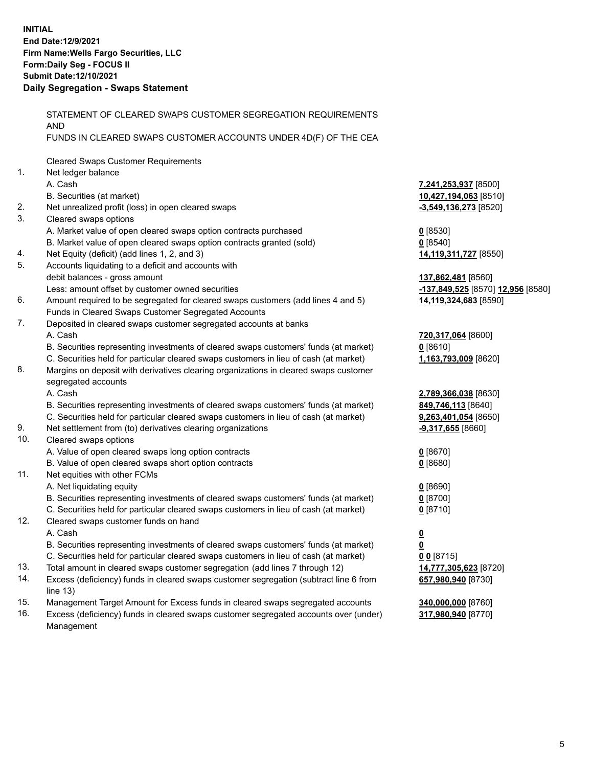**INITIAL**
**End Date:12/9/2021**
**Firm Name:Wells Fargo Securities, LLC**
**Form:Daily Seg - FOCUS II**
**Submit Date:12/10/2021**
**Daily Segregation - Swaps Statement**

STATEMENT OF CLEARED SWAPS CUSTOMER SEGREGATION REQUIREMENTS AND FUNDS IN CLEARED SWAPS CUSTOMER ACCOUNTS UNDER 4D(F) OF THE CEA

| | | |
|---|---|---|
| | Cleared Swaps Customer Requirements | |
| 1. | Net ledger balance | |
| | A. Cash | **7,241,253,937** [8500] |
| | B. Securities (at market) | **10,427,194,063** [8510] |
| 2. | Net unrealized profit (loss) in open cleared swaps | **-3,549,136,273** [8520] |
| 3. | Cleared swaps options | |
| | A. Market value of open cleared swaps option contracts purchased | **0** [8530] |
| | B. Market value of open cleared swaps option contracts granted (sold) | **0** [8540] |
| 4. | Net Equity (deficit) (add lines 1, 2, and 3) | **14,119,311,727** [8550] |
| 5. | Accounts liquidating to a deficit and accounts with debit balances - gross amount | **137,862,481** [8560] |
| | Less: amount offset by customer owned securities | **-137,849,525** [8570] **12,956** [8580] |
| 6. | Amount required to be segregated for cleared swaps customers (add lines 4 and 5) | **14,119,324,683** [8590] |
| | Funds in Cleared Swaps Customer Segregated Accounts | |
| 7. | Deposited in cleared swaps customer segregated accounts at banks | |
| | A. Cash | **720,317,064** [8600] |
| | B. Securities representing investments of cleared swaps customers' funds (at market) | **0** [8610] |
| | C. Securities held for particular cleared swaps customers in lieu of cash (at market) | **1,163,793,009** [8620] |
| 8. | Margins on deposit with derivatives clearing organizations in cleared swaps customer segregated accounts | |
| | A. Cash | **2,789,366,038** [8630] |
| | B. Securities representing investments of cleared swaps customers' funds (at market) | **849,746,113** [8640] |
| | C. Securities held for particular cleared swaps customers in lieu of cash (at market) | **9,263,401,054** [8650] |
| 9. | Net settlement from (to) derivatives clearing organizations | **-9,317,655** [8660] |
| 10. | Cleared swaps options | |
| | A. Value of open cleared swaps long option contracts | **0** [8670] |
| | B. Value of open cleared swaps short option contracts | **0** [8680] |
| 11. | Net equities with other FCMs | |
| | A. Net liquidating equity | **0** [8690] |
| | B. Securities representing investments of cleared swaps customers' funds (at market) | **0** [8700] |
| | C. Securities held for particular cleared swaps customers in lieu of cash (at market) | **0** [8710] |
| 12. | Cleared swaps customer funds on hand | |
| | A. Cash | **0** |
| | B. Securities representing investments of cleared swaps customers' funds (at market) | **0** |
| | C. Securities held for particular cleared swaps customers in lieu of cash (at market) | **0** **0** [8715] |
| 13. | Total amount in cleared swaps customer segregation (add lines 7 through 12) | **14,777,305,623** [8720] |
| 14. | Excess (deficiency) funds in cleared swaps customer segregation (subtract line 6 from line 13) | **657,980,940** [8730] |
| 15. | Management Target Amount for Excess funds in cleared swaps segregated accounts | **340,000,000** [8760] |
| 16. | Excess (deficiency) funds in cleared swaps customer segregated accounts over (under) Management | **317,980,940** [8770] |